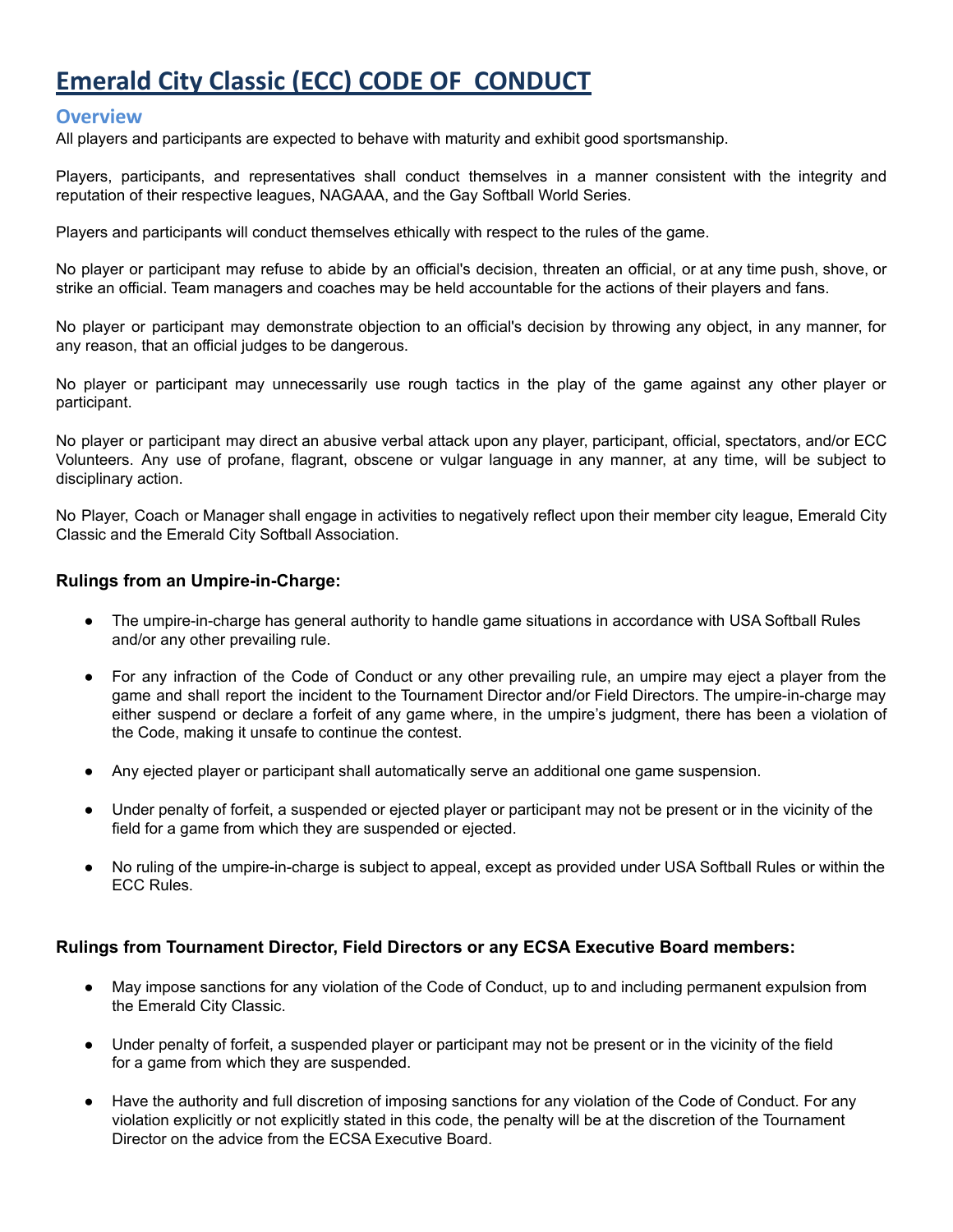# Emerald City Classic (ECC) CODE OF CONDUCT

## Overview

All players and participants are expected to behave with maturity and exhibit good sportsmanship.

Players, participants, and representatives shall conduct themselves in a manner consistent with the integrity and reputation of their respective leagues, NAGAAA, and the Gay Softball World Series.

Players and participants will conduct themselves ethically with respect to the rules of the game.

No player or participant may refuse to abide by an official's decision, threaten an official, or at any time push, shove, or strike an official. Team managers and coaches may be held accountable for the actions of their players and fans.

No player or participant may demonstrate objection to an official's decision by throwing any object, in any manner, for any reason, that an official judges to be dangerous.

No player or participant may unnecessarily use rough tactics in the play of the game against any other player or participant.

No player or participant may direct an abusive verbal attack upon any player, participant, official, spectators, and/or ECC Volunteers. Any use of profane, flagrant, obscene or vulgar language in any manner, at any time, will be subject to disciplinary action.

No Player, Coach or Manager shall engage in activities to negatively reflect upon their member city league, Emerald City Classic and the Emerald City Softball Association.

### Rulings from an Umpire-in-Charge:

- The umpire-in-charge has general authority to handle game situations in accordance with USA Softball Rules and/or any other prevailing rule.
- For any infraction of the Code of Conduct or any other prevailing rule, an umpire may eject a player from the game and shall report the incident to the Tournament Director and/or Field Directors. The umpire-in-charge may either suspend or declare a forfeit of any game where, in the umpire's judgment, there has been a violation of the Code, making it unsafe to continue the contest.
- Any ejected player or participant shall automatically serve an additional one game suspension.
- Under penalty of forfeit, a suspended or ejected player or participant may not be present or in the vicinity of the field for a game from which they are suspended or ejected.
- No ruling of the umpire-in-charge is subject to appeal, except as provided under USA Softball Rules or within the ECC Rules.

### Rulings from Tournament Director, Field Directors or any ECSA Executive Board members:

- May impose sanctions for any violation of the Code of Conduct, up to and including permanent expulsion from the Emerald City Classic.
- Under penalty of forfeit, a suspended player or participant may not be present or in the vicinity of the field for a game from which they are suspended.
- Have the authority and full discretion of imposing sanctions for any violation of the Code of Conduct. For any violation explicitly or not explicitly stated in this code, the penalty will be at the discretion of the Tournament Director on the advice from the ECSA Executive Board.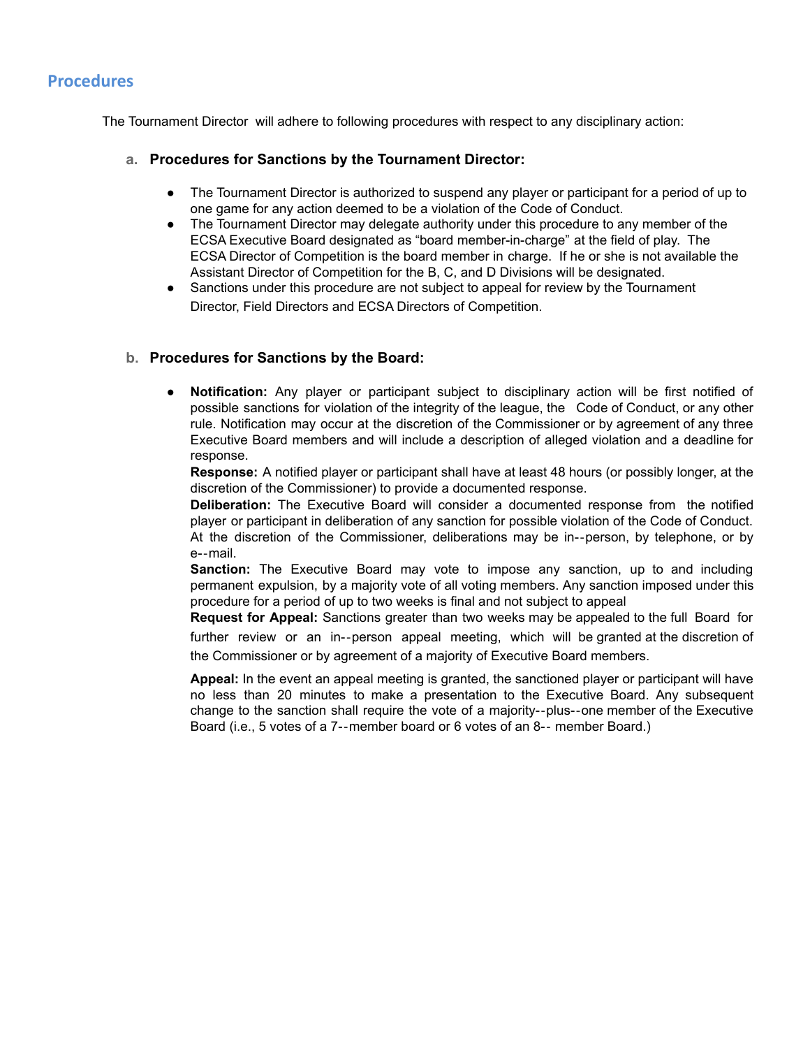## Procedures

The Tournament Director will adhere to following procedures with respect to any disciplinary action:

a. **Procedures for Sanctions by the Tournament Director:**

- The Tournament Director is authorized to suspend any player or participant for a period of up to one game for any action deemed to be a violation of the Code of Conduct.
- The Tournament Director may delegate authority under this procedure to any member of the ECSA Executive Board designated as "board member-in-charge" at the field of play. The ECSA Director of Competition is the board member in charge. If he or she is not available the Assistant Director of Competition for the B, C, and D Divisions will be designated.
- Sanctions under this procedure are not subject to appeal for review by the Tournament Director, Field Directors and ECSA Directors of Competition.

b. **Procedures for Sanctions by the Board:**

- **Notification:** Any player or participant subject to disciplinary action will be first notified of possible sanctions for violation of the integrity of the league, the Code of Conduct, or any other rule. Notification may occur at the discretion of the Commissioner or by agreement of any three Executive Board members and will include a description of alleged violation and a deadline for response.
  **Response:** A notified player or participant shall have at least 48 hours (or possibly longer, at the discretion of the Commissioner) to provide a documented response.
  **Deliberation:** The Executive Board will consider a documented response from the notified player or participant in deliberation of any sanction for possible violation of the Code of Conduct. At the discretion of the Commissioner, deliberations may be in--person, by telephone, or by e--mail.
  **Sanction:** The Executive Board may vote to impose any sanction, up to and including permanent expulsion, by a majority vote of all voting members. Any sanction imposed under this procedure for a period of up to two weeks is final and not subject to appeal
  **Request for Appeal:** Sanctions greater than two weeks may be appealed to the full Board for further review or an in--person appeal meeting, which will be granted at the discretion of the Commissioner or by agreement of a majority of Executive Board members.

  **Appeal:** In the event an appeal meeting is granted, the sanctioned player or participant will have no less than 20 minutes to make a presentation to the Executive Board. Any subsequent change to the sanction shall require the vote of a majority--plus--one member of the Executive Board (i.e., 5 votes of a 7--member board or 6 votes of an 8-- member Board.)